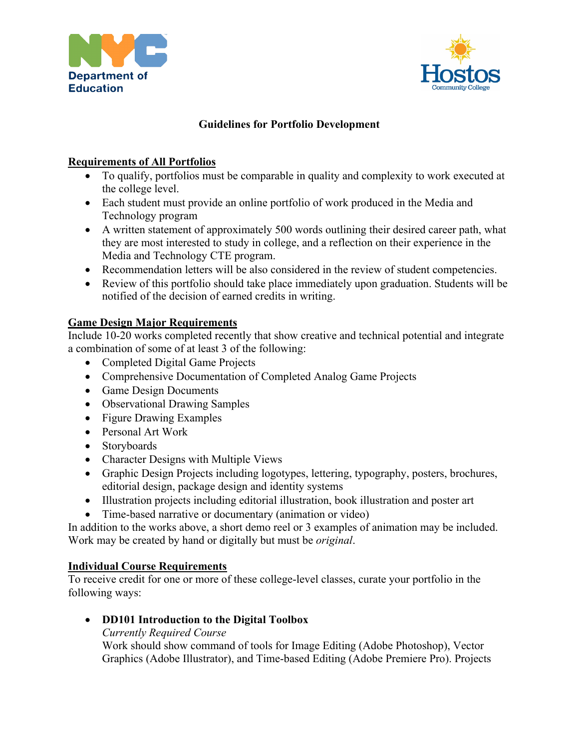# Guidelines for Portfolio Development

## Requirements of All Portfolios

- To qualify, portfolios must be comparable in quality and complexity to work executed at the college level.
- Each student must provide an online portfolio of work produced in the Media and Technology program
- A written statement of approximately 500 words outlining their desired career path, what they are most interested to study in college, and a reflection on their experience in the Media and Technology CTE program.
- Recommendation letters will be also considered in the review of student competencies.
- Review of this portfolio should take place immediately upon graduation. Students will be notified of the decision of earned credits in writing.

## Game Design Major Requirements

Include 10-20 works completed recently that show creative and technical potential and integrate a combination of some of at least 3 of the following:

- Completed Digital Game Projects
- Comprehensive Documentation of Completed Analog Game Projects
- Game Design Documents
- Observational Drawing Samples
- Figure Drawing Examples
- Personal Art Work
- Storyboards
- Character Designs with Multiple Views
- Graphic Design Projects including logotypes, lettering, typography, posters, brochures, editorial design, package design and identity systems
- Illustration projects including editorial illustration, book illustration and poster art
- Time-based narrative or documentary (animation or video)

In addition to the works above, a short demo reel or 3 examples of animation may be included. Work may be created by hand or digitally but must be *original*.

## Individual Course Requirements

To receive credit for one or more of these college-level classes, curate your portfolio in the following ways:

- **DD101 Introduction to the Digital Toolbox**
  *Currently Required Course*
  Work should show command of tools for Image Editing (Adobe Photoshop), Vector Graphics (Adobe Illustrator), and Time-based Editing (Adobe Premiere Pro). Projects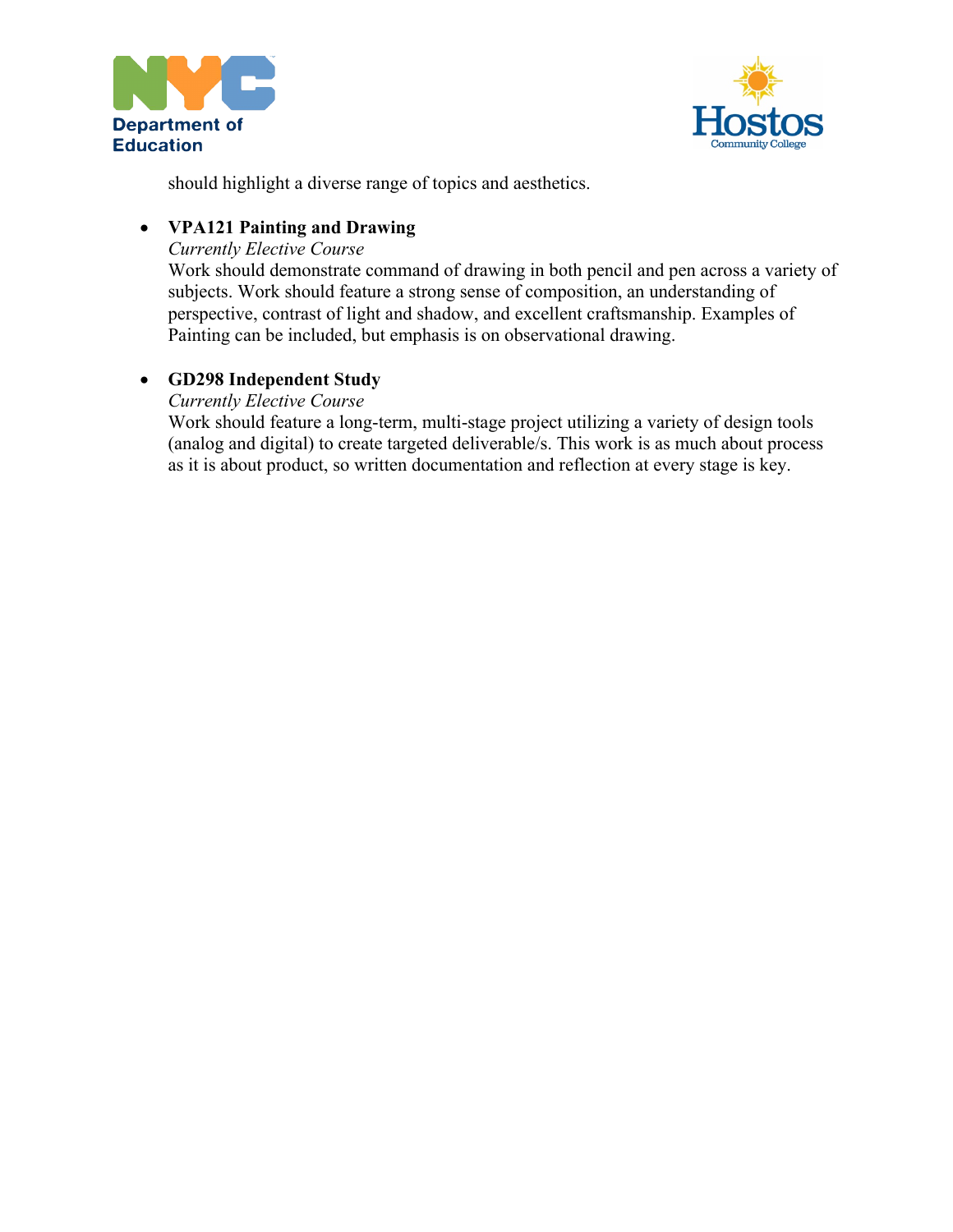should highlight a diverse range of topics and aesthetics.

- **VPA121 Painting and Drawing**
  *Currently Elective Course*
  Work should demonstrate command of drawing in both pencil and pen across a variety of subjects. Work should feature a strong sense of composition, an understanding of perspective, contrast of light and shadow, and excellent craftsmanship. Examples of Painting can be included, but emphasis is on observational drawing.

- **GD298 Independent Study**
  *Currently Elective Course*
  Work should feature a long-term, multi-stage project utilizing a variety of design tools (analog and digital) to create targeted deliverable/s. This work is as much about process as it is about product, so written documentation and reflection at every stage is key.